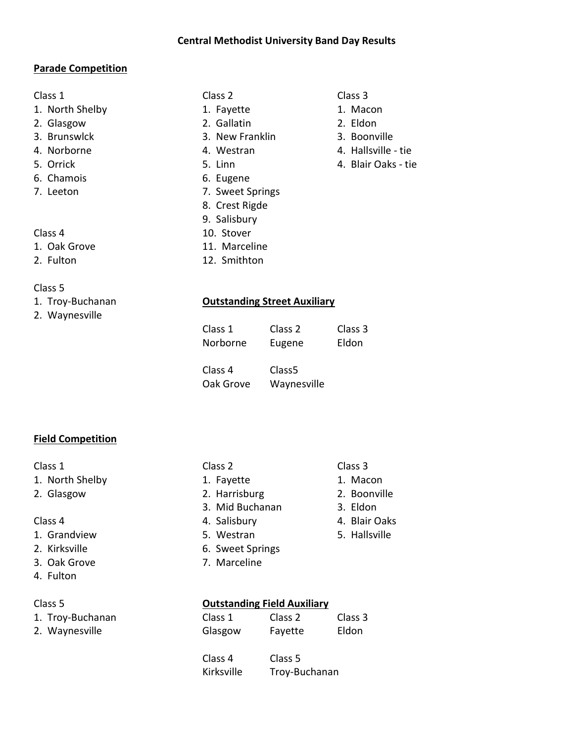# Central Methodist University Band Day Results

## Parade Competition

Class 1
1. North Shelby
2. Glasgow
3. Brunswlck
4. Norborne
5. Orrick
6. Chamois
7. Leeton

Class 2
1. Fayette
2. Gallatin
3. New Franklin
4. Westran
5. Linn
6. Eugene
7. Sweet Springs
8. Crest Rigde
9. Salisbury
10. Stover
11. Marceline
12. Smithton

Class 3
1. Macon
2. Eldon
3. Boonville
4. Hallsville - tie
4. Blair Oaks - tie

Class 4
1. Oak Grove
2. Fulton

Class 5
1. Troy-Buchanan
2. Waynesville

## Outstanding Street Auxiliary

| Class 1 | Class 2 | Class 3 |
|---|---|---|
| Norborne | Eugene | Eldon |

| Class 4 | Class5 |
|---|---|
| Oak Grove | Waynesville |

## Field Competition

Class 1
1. North Shelby
2. Glasgow

Class 2
1. Fayette
2. Harrisburg
3. Mid Buchanan
4. Salisbury
5. Westran
6. Sweet Springs
7. Marceline

Class 3
1. Macon
2. Boonville
3. Eldon
4. Blair Oaks
5. Hallsville

Class 4
1. Grandview
2. Kirksville
3. Oak Grove
4. Fulton

Class 5
1. Troy-Buchanan
2. Waynesville

## Outstanding Field Auxiliary

| Class 1 | Class 2 | Class 3 |
|---|---|---|
| Glasgow | Fayette | Eldon |

| Class 4 | Class 5 |
|---|---|
| Kirksville | Troy-Buchanan |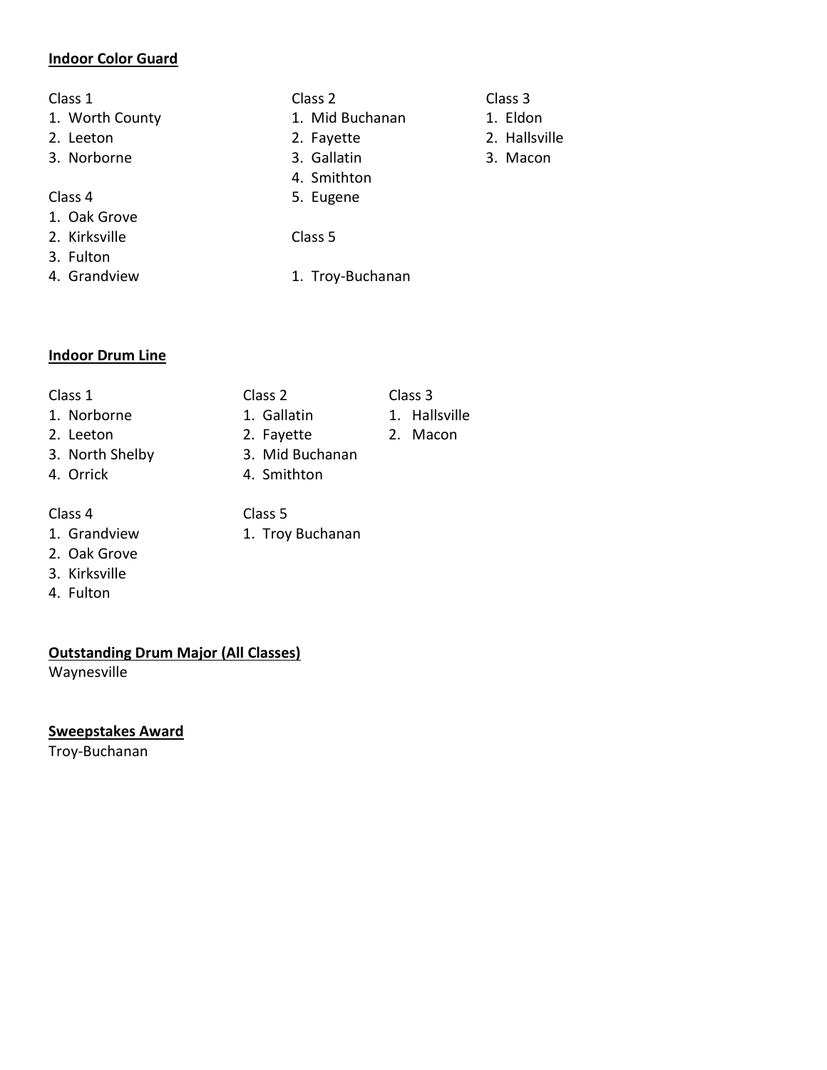**Indoor Color Guard**

Class 1
1. Worth County
2. Leeton
3. Norborne

Class 2
1. Mid Buchanan
2. Fayette
3. Gallatin
4. Smithton
5. Eugene

Class 3
1. Eldon
2. Hallsville
3. Macon

Class 4
1. Oak Grove
2. Kirksville
3. Fulton
4. Grandview

Class 5
1. Troy-Buchanan

**Indoor Drum Line**

Class 1
1. Norborne
2. Leeton
3. North Shelby
4. Orrick

Class 2
1. Gallatin
2. Fayette
3. Mid Buchanan
4. Smithton

Class 3
1. Hallsville
2. Macon

Class 4
1. Grandview
2. Oak Grove
3. Kirksville
4. Fulton

Class 5
1. Troy Buchanan

**Outstanding Drum Major (All Classes)**

Waynesville

**Sweepstakes Award**

Troy-Buchanan